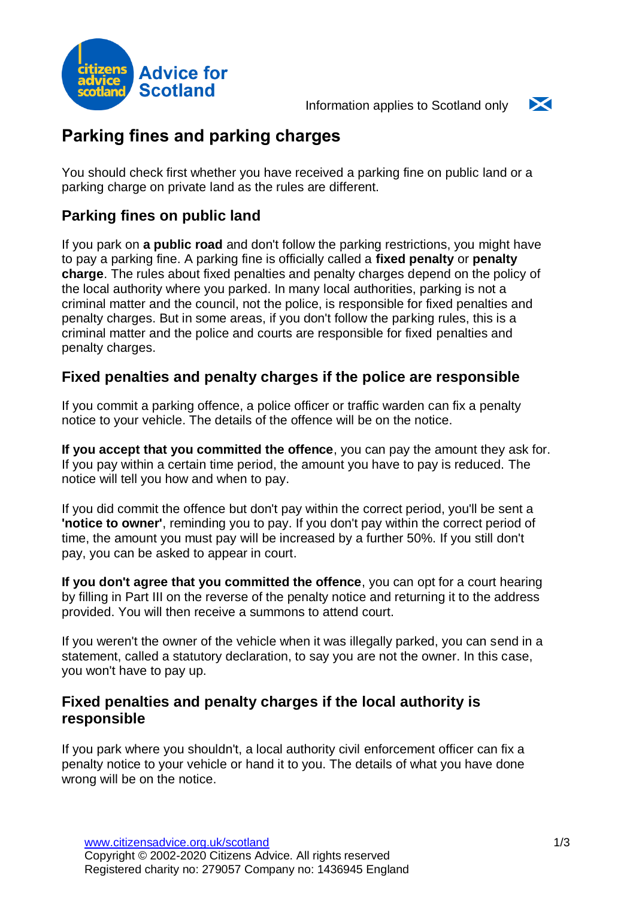Information applies to Scotland only

# Parking fines and parking charges

You should check first whether you have received a parking fine on public land or a parking charge on private land as the rules are different.

## Parking fines on public land

If you park on **a public road** and don't follow the parking restrictions, you might have to pay a parking fine. A parking fine is officially called a **fixed penalty** or **penalty charge**. The rules about fixed penalties and penalty charges depend on the policy of the local authority where you parked. In many local authorities, parking is not a criminal matter and the council, not the police, is responsible for fixed penalties and penalty charges. But in some areas, if you don't follow the parking rules, this is a criminal matter and the police and courts are responsible for fixed penalties and penalty charges.

## Fixed penalties and penalty charges if the police are responsible

If you commit a parking offence, a police officer or traffic warden can fix a penalty notice to your vehicle. The details of the offence will be on the notice.

**If you accept that you committed the offence**, you can pay the amount they ask for. If you pay within a certain time period, the amount you have to pay is reduced. The notice will tell you how and when to pay.

If you did commit the offence but don't pay within the correct period, you'll be sent a **'notice to owner'**, reminding you to pay. If you don't pay within the correct period of time, the amount you must pay will be increased by a further 50%. If you still don't pay, you can be asked to appear in court.

**If you don't agree that you committed the offence**, you can opt for a court hearing by filling in Part III on the reverse of the penalty notice and returning it to the address provided. You will then receive a summons to attend court.

If you weren't the owner of the vehicle when it was illegally parked, you can send in a statement, called a statutory declaration, to say you are not the owner. In this case, you won't have to pay up.

## Fixed penalties and penalty charges if the local authority is responsible

If you park where you shouldn't, a local authority civil enforcement officer can fix a penalty notice to your vehicle or hand it to you. The details of what you have done wrong will be on the notice.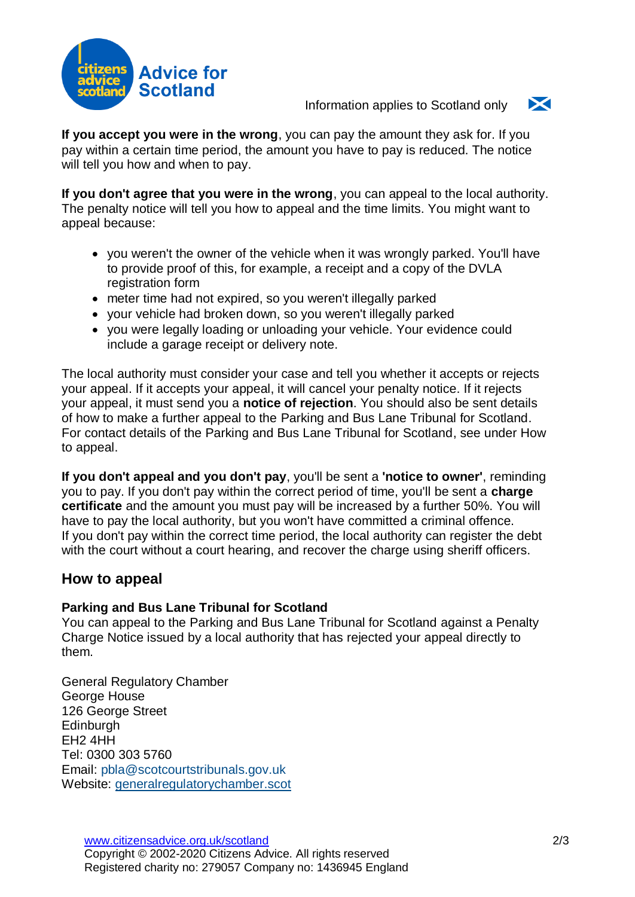**If you accept you were in the wrong**, you can pay the amount they ask for. If you pay within a certain time period, the amount you have to pay is reduced. The notice will tell you how and when to pay.

**If you don't agree that you were in the wrong**, you can appeal to the local authority. The penalty notice will tell you how to appeal and the time limits. You might want to appeal because:

- you weren't the owner of the vehicle when it was wrongly parked. You'll have to provide proof of this, for example, a receipt and a copy of the DVLA registration form
- meter time had not expired, so you weren't illegally parked
- your vehicle had broken down, so you weren't illegally parked
- you were legally loading or unloading your vehicle. Your evidence could include a garage receipt or delivery note.

The local authority must consider your case and tell you whether it accepts or rejects your appeal. If it accepts your appeal, it will cancel your penalty notice. If it rejects your appeal, it must send you a **notice of rejection**. You should also be sent details of how to make a further appeal to the Parking and Bus Lane Tribunal for Scotland. For contact details of the Parking and Bus Lane Tribunal for Scotland, see under How to appeal.

**If you don't appeal and you don't pay**, you'll be sent a **'notice to owner'**, reminding you to pay. If you don't pay within the correct period of time, you'll be sent a **charge certificate** and the amount you must pay will be increased by a further 50%. You will have to pay the local authority, but you won't have committed a criminal offence. If you don't pay within the correct time period, the local authority can register the debt with the court without a court hearing, and recover the charge using sheriff officers.

## How to appeal

**Parking and Bus Lane Tribunal for Scotland**
You can appeal to the Parking and Bus Lane Tribunal for Scotland against a Penalty Charge Notice issued by a local authority that has rejected your appeal directly to them.

General Regulatory Chamber
George House
126 George Street
Edinburgh
EH2 4HH
Tel: 0300 303 5760
Email: pbla@scotcourtstribunals.gov.uk
Website: generalregulatorychamber.scot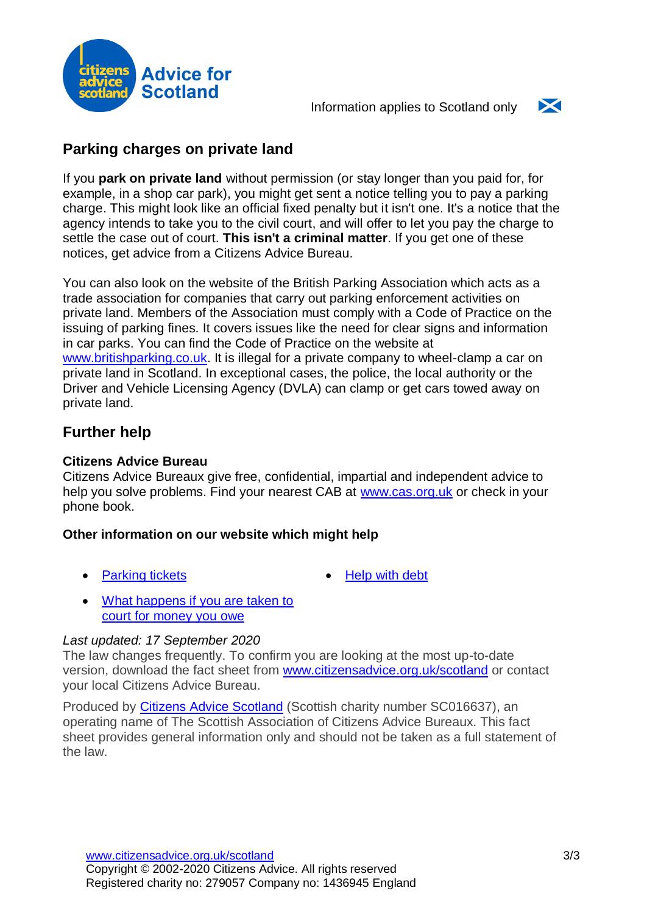Advice for Scotland

Information applies to Scotland only

## Parking charges on private land

If you **park on private land** without permission (or stay longer than you paid for, for example, in a shop car park), you might get sent a notice telling you to pay a parking charge. This might look like an official fixed penalty but it isn't one. It's a notice that the agency intends to take you to the civil court, and will offer to let you pay the charge to settle the case out of court. **This isn't a criminal matter**. If you get one of these notices, get advice from a Citizens Advice Bureau.

You can also look on the website of the British Parking Association which acts as a trade association for companies that carry out parking enforcement activities on private land. Members of the Association must comply with a Code of Practice on the issuing of parking fines. It covers issues like the need for clear signs and information in car parks. You can find the Code of Practice on the website at [www.britishparking.co.uk](www.britishparking.co.uk). It is illegal for a private company to wheel-clamp a car on private land in Scotland. In exceptional cases, the police, the local authority or the Driver and Vehicle Licensing Agency (DVLA) can clamp or get cars towed away on private land.

## Further help

**Citizens Advice Bureau**
Citizens Advice Bureaux give free, confidential, impartial and independent advice to help you solve problems. Find your nearest CAB at [www.cas.org.uk](www.cas.org.uk) or check in your phone book.

**Other information on our website which might help**

- Parking tickets
- What happens if you are taken to court for money you owe
- Help with debt

*Last updated: 17 September 2020*
The law changes frequently. To confirm you are looking at the most up-to-date version, download the fact sheet from [www.citizensadvice.org.uk/scotland](www.citizensadvice.org.uk/scotland) or contact your local Citizens Advice Bureau.

Produced by Citizens Advice Scotland (Scottish charity number SC016637), an operating name of The Scottish Association of Citizens Advice Bureaux. This fact sheet provides general information only and should not be taken as a full statement of the law.

www.citizensadvice.org.uk/scotland
Copyright © 2002-2020 Citizens Advice. All rights reserved
Registered charity no: 279057 Company no: 1436945 England